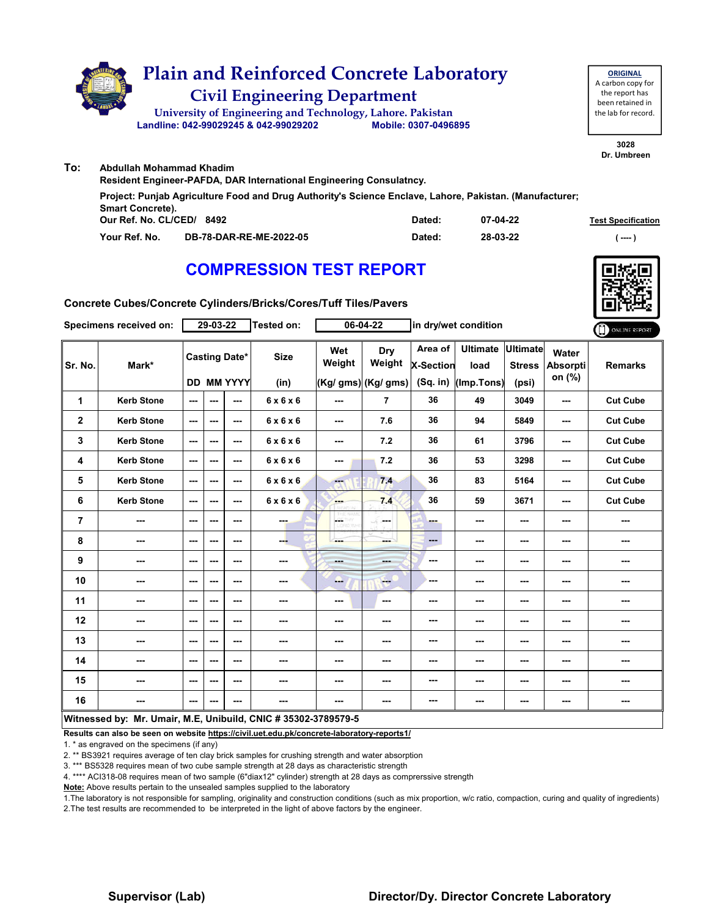# Plain and Reinforced Concrete Laboratory

## Civil Engineering Department

University of Engineering and Technology, Lahore. Pakistan

Landline: 042-99029245 & 042-99029202 Mobile: 0307-0496895

**ORIGINAL**
A carbon copy for the report has been retained in the lab for record.

3028
Dr. Umbreen

**To:** Abdullah Mohammad Khadim
Resident Engineer-PAFDA, DAR International Engineering Consulatncy.

Project: Punjab Agriculture Food and Drug Authority's Science Enclave, Lahore, Pakistan. (Manufacturer; Smart Concrete).

Our Ref. No. CL/CED/ 8492 Dated: 07-04-22

Your Ref. No. DB-78-DAR-RE-ME-2022-05 Dated: 28-03-22

Test Specification ( ---- )

## COMPRESSION TEST REPORT

Concrete Cubes/Concrete Cylinders/Bricks/Cores/Tuff Tiles/Pavers

Specimens received on: 29-03-22 Tested on: 06-04-22 in dry/wet condition

ONLINE REPORT

| Sr. No. | Mark* | Casting Date* | | | Size | Wet Weight | Dry Weight | Area of X-Section | Ultimate load | Ultimate Stress | Water Absorption (%) | Remarks |
|---|---|---|---|---|---|---|---|---|---|---|---|---|
| | | DD | MM | YYYY | (in) | (Kg/ gms) | (Kg/ gms) | (Sq. in) | (Imp.Tons) | (psi) | | |
| 1 | Kerb Stone | --- | --- | --- | 6 x 6 x 6 | --- | 7 | 36 | 49 | 3049 | --- | Cut Cube |
| 2 | Kerb Stone | --- | --- | --- | 6 x 6 x 6 | --- | 7.6 | 36 | 94 | 5849 | --- | Cut Cube |
| 3 | Kerb Stone | --- | --- | --- | 6 x 6 x 6 | --- | 7.2 | 36 | 61 | 3796 | --- | Cut Cube |
| 4 | Kerb Stone | --- | --- | --- | 6 x 6 x 6 | --- | 7.2 | 36 | 53 | 3298 | --- | Cut Cube |
| 5 | Kerb Stone | --- | --- | --- | 6 x 6 x 6 | --- | 7.4 | 36 | 83 | 5164 | --- | Cut Cube |
| 6 | Kerb Stone | --- | --- | --- | 6 x 6 x 6 | --- | 7.4 | 36 | 59 | 3671 | --- | Cut Cube |
| 7 | --- | --- | --- | --- | --- | --- | --- | --- | --- | --- | --- | --- |
| 8 | --- | --- | --- | --- | --- | --- | --- | --- | --- | --- | --- | --- |
| 9 | --- | --- | --- | --- | --- | --- | --- | --- | --- | --- | --- | --- |
| 10 | --- | --- | --- | --- | --- | --- | --- | --- | --- | --- | --- | --- |
| 11 | --- | --- | --- | --- | --- | --- | --- | --- | --- | --- | --- | --- |
| 12 | --- | --- | --- | --- | --- | --- | --- | --- | --- | --- | --- | --- |
| 13 | --- | --- | --- | --- | --- | --- | --- | --- | --- | --- | --- | --- |
| 14 | --- | --- | --- | --- | --- | --- | --- | --- | --- | --- | --- | --- |
| 15 | --- | --- | --- | --- | --- | --- | --- | --- | --- | --- | --- | --- |
| 16 | --- | --- | --- | --- | --- | --- | --- | --- | --- | --- | --- | --- |

**Witnessed by: Mr. Umair, M.E, Unibuild, CNIC # 35302-3789579-5**

**Results can also be seen on website https://civil.uet.edu.pk/concrete-laboratory-reports1/**

1. * as engraved on the specimens (if any)
2. ** BS3921 requires average of ten clay brick samples for crushing strength and water absorption
3. *** BS5328 requires mean of two cube sample strength at 28 days as characteristic strength
4. **** ACI318-08 requires mean of two sample (6"diax12" cylinder) strength at 28 days as comprerssive strength

**Note:** Above results pertain to the unsealed samples supplied to the laboratory

1.The laboratory is not responsible for sampling, originality and construction conditions (such as mix proportion, w/c ratio, compaction, curing and quality of ingredients)
2.The test results are recommended to be interpreted in the light of above factors by the engineer.

**Supervisor (Lab)** **Director/Dy. Director Concrete Laboratory**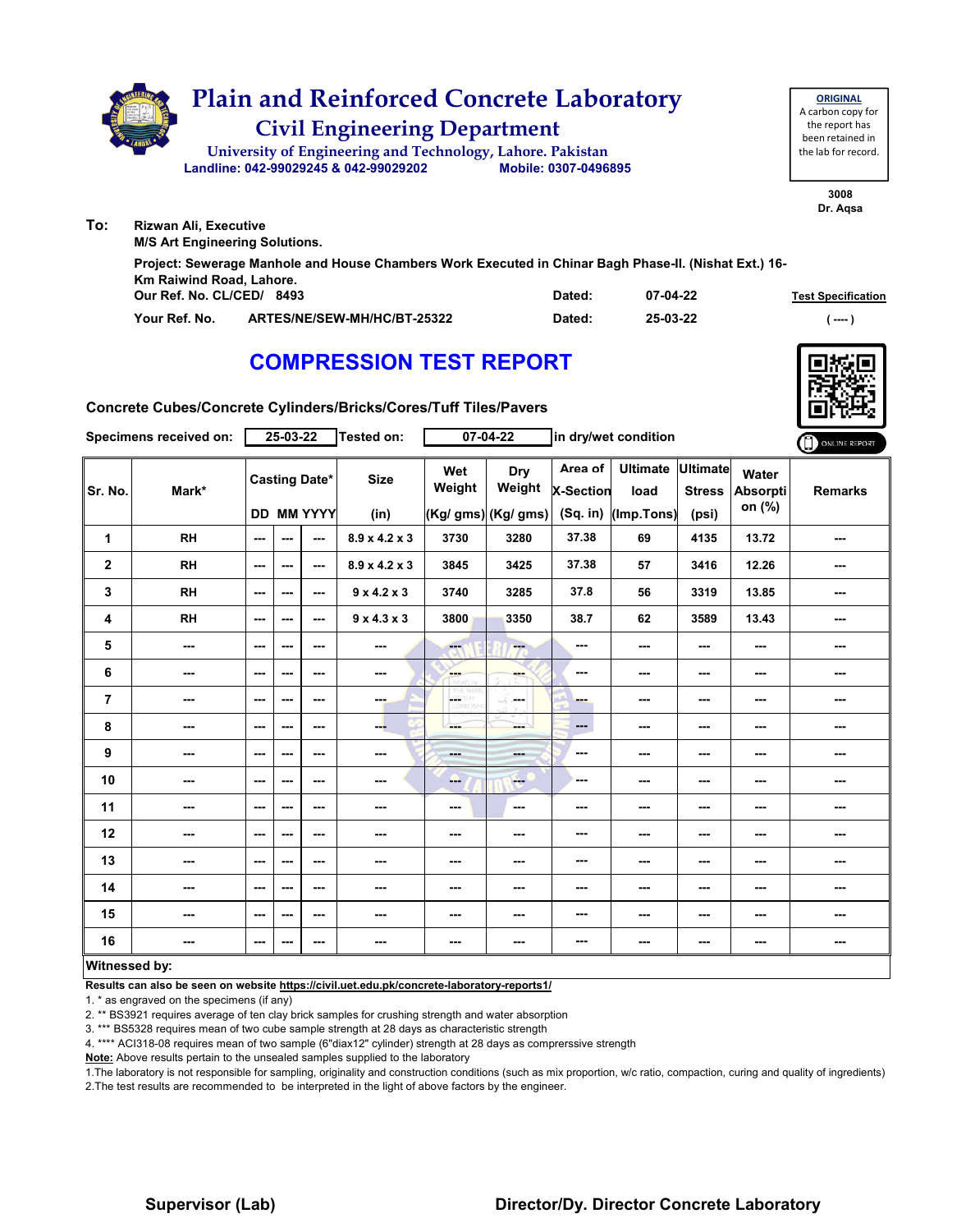# Plain and Reinforced Concrete Laboratory

## Civil Engineering Department

University of Engineering and Technology, Lahore. Pakistan

Landline: 042-99029245 & 042-99029202 Mobile: 0307-0496895

**ORIGINAL**
A carbon copy for the report has been retained in the lab for record.

3008
Dr. Aqsa

**To:** Rizwan Ali, Executive
M/S Art Engineering Solutions.

**Project:** Sewerage Manhole and House Chambers Work Executed in Chinar Bagh Phase-II. (Nishat Ext.) 16-Km Raiwind Road, Lahore.

| | | | | |
|---|---|---|---|---|
| Our Ref. No. CL/CED/ | 8493 | Dated: | 07-04-22 | Test Specification |
| Your Ref. No. | ARTES/NE/SEW-MH/HC/BT-25322 | Dated: | 25-03-22 | ( ---- ) |

## COMPRESSION TEST REPORT

**Concrete Cubes/Concrete Cylinders/Bricks/Cores/Tuff Tiles/Pavers**

Specimens received on: 25-03-22 Tested on: 07-04-22 in dry/wet condition

| Sr. No. | Mark* | Casting Date* DD | MM | YYYY | Size (in) | Wet Weight (Kg/ gms) | Dry Weight (Kg/ gms) | Area of X-Section (Sq. in) | Ultimate load (Imp.Tons) | Ultimate Stress (psi) | Water Absorption (%) | Remarks |
|---|---|---|---|---|---|---|---|---|---|---|---|---|
| 1 | RH | --- | --- | --- | 8.9 x 4.2 x 3 | 3730 | 3280 | 37.38 | 69 | 4135 | 13.72 | --- |
| 2 | RH | --- | --- | --- | 8.9 x 4.2 x 3 | 3845 | 3425 | 37.38 | 57 | 3416 | 12.26 | --- |
| 3 | RH | --- | --- | --- | 9 x 4.2 x 3 | 3740 | 3285 | 37.8 | 56 | 3319 | 13.85 | --- |
| 4 | RH | --- | --- | --- | 9 x 4.3 x 3 | 3800 | 3350 | 38.7 | 62 | 3589 | 13.43 | --- |
| 5 | --- | --- | --- | --- | --- | --- | --- | --- | --- | --- | --- | --- |
| 6 | --- | --- | --- | --- | --- | --- | --- | --- | --- | --- | --- | --- |
| 7 | --- | --- | --- | --- | --- | --- | --- | --- | --- | --- | --- | --- |
| 8 | --- | --- | --- | --- | --- | --- | --- | --- | --- | --- | --- | --- |
| 9 | --- | --- | --- | --- | --- | --- | --- | --- | --- | --- | --- | --- |
| 10 | --- | --- | --- | --- | --- | --- | --- | --- | --- | --- | --- | --- |
| 11 | --- | --- | --- | --- | --- | --- | --- | --- | --- | --- | --- | --- |
| 12 | --- | --- | --- | --- | --- | --- | --- | --- | --- | --- | --- | --- |
| 13 | --- | --- | --- | --- | --- | --- | --- | --- | --- | --- | --- | --- |
| 14 | --- | --- | --- | --- | --- | --- | --- | --- | --- | --- | --- | --- |
| 15 | --- | --- | --- | --- | --- | --- | --- | --- | --- | --- | --- | --- |
| 16 | --- | --- | --- | --- | --- | --- | --- | --- | --- | --- | --- | --- |

**Witnessed by:**

**Results can also be seen on website https://civil.uet.edu.pk/concrete-laboratory-reports1/**

1. * as engraved on the specimens (if any)
2. ** BS3921 requires average of ten clay brick samples for crushing strength and water absorption
3. *** BS5328 requires mean of two cube sample strength at 28 days as characteristic strength
4. **** ACI318-08 requires mean of two sample (6"diax12" cylinder) strength at 28 days as comprerssive strength

**Note:** Above results pertain to the unsealed samples supplied to the laboratory

1.The laboratory is not responsible for sampling, originality and construction conditions (such as mix proportion, w/c ratio, compaction, curing and quality of ingredients)
2.The test results are recommended to be interpreted in the light of above factors by the engineer.

**Supervisor (Lab)** **Director/Dy. Director Concrete Laboratory**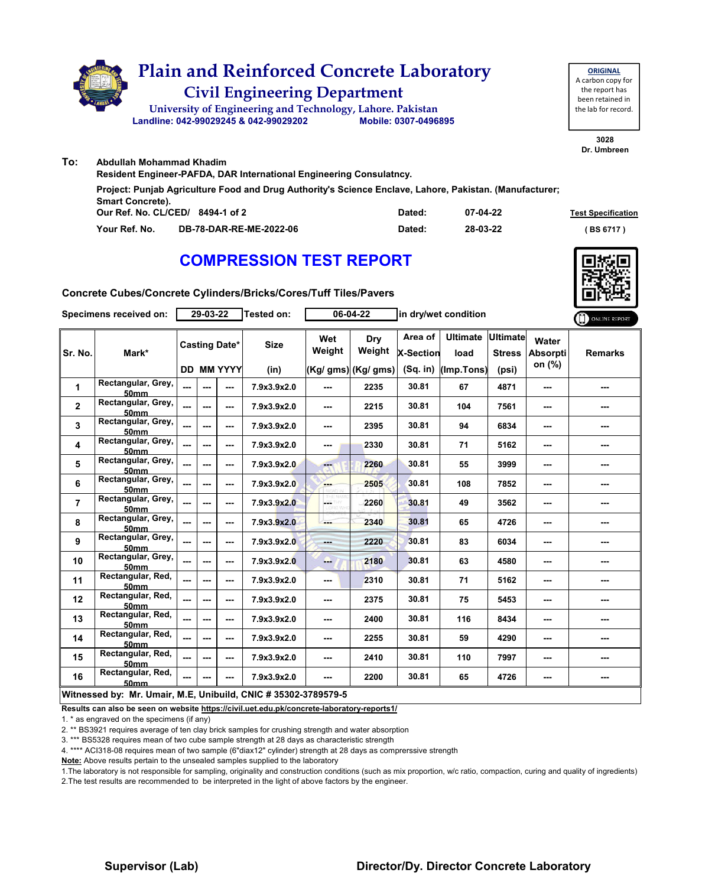# Plain and Reinforced Concrete Laboratory

## Civil Engineering Department

University of Engineering and Technology, Lahore. Pakistan

Landline: 042-99029245 & 042-99029202 Mobile: 0307-0496895

**ORIGINAL**
A carbon copy for the report has been retained in the lab for record.

3028
Dr. Umbreen

**To:** Abdullah Mohammad Khadim
Resident Engineer-PAFDA, DAR International Engineering Consulatncy.

Project: Punjab Agriculture Food and Drug Authority's Science Enclave, Lahore, Pakistan. (Manufacturer; Smart Concrete).

Our Ref. No. CL/CED/ 8494-1 of 2 Dated: 07-04-22

Your Ref. No. DB-78-DAR-RE-ME-2022-06 Dated: 28-03-22

Test Specification ( BS 6717 )

# COMPRESSION TEST REPORT

**Concrete Cubes/Concrete Cylinders/Bricks/Cores/Tuff Tiles/Pavers**

Specimens received on: 29-03-22 Tested on: 06-04-22 in dry/wet condition

ONLINE REPORT

| Sr. No. | Mark* | Casting Date* DD | MM | YYYY | Size (in) | Wet Weight (Kg/ gms) | Dry Weight (Kg/ gms) | Area of X-Section (Sq. in) | Ultimate load (Imp.Tons) | Ultimate Stress (psi) | Water Absorption (%) | Remarks |
|---|---|---|---|---|---|---|---|---|---|---|---|---|
| 1 | Rectangular, Grey, 50mm | --- | --- | --- | 7.9x3.9x2.0 | --- | 2235 | 30.81 | 67 | 4871 | --- | --- |
| 2 | Rectangular, Grey, 50mm | --- | --- | --- | 7.9x3.9x2.0 | --- | 2215 | 30.81 | 104 | 7561 | --- | --- |
| 3 | Rectangular, Grey, 50mm | --- | --- | --- | 7.9x3.9x2.0 | --- | 2395 | 30.81 | 94 | 6834 | --- | --- |
| 4 | Rectangular, Grey, 50mm | --- | --- | --- | 7.9x3.9x2.0 | --- | 2330 | 30.81 | 71 | 5162 | --- | --- |
| 5 | Rectangular, Grey, 50mm | --- | --- | --- | 7.9x3.9x2.0 | --- | 2260 | 30.81 | 55 | 3999 | --- | --- |
| 6 | Rectangular, Grey, 50mm | --- | --- | --- | 7.9x3.9x2.0 | --- | 2505 | 30.81 | 108 | 7852 | --- | --- |
| 7 | Rectangular, Grey, 50mm | --- | --- | --- | 7.9x3.9x2.0 | --- | 2260 | 30.81 | 49 | 3562 | --- | --- |
| 8 | Rectangular, Grey, 50mm | --- | --- | --- | 7.9x3.9x2.0 | --- | 2340 | 30.81 | 65 | 4726 | --- | --- |
| 9 | Rectangular, Grey, 50mm | --- | --- | --- | 7.9x3.9x2.0 | --- | 2220 | 30.81 | 83 | 6034 | --- | --- |
| 10 | Rectangular, Grey, 50mm | --- | --- | --- | 7.9x3.9x2.0 | --- | 2180 | 30.81 | 63 | 4580 | --- | --- |
| 11 | Rectangular, Red, 50mm | --- | --- | --- | 7.9x3.9x2.0 | --- | 2310 | 30.81 | 71 | 5162 | --- | --- |
| 12 | Rectangular, Red, 50mm | --- | --- | --- | 7.9x3.9x2.0 | --- | 2375 | 30.81 | 75 | 5453 | --- | --- |
| 13 | Rectangular, Red, 50mm | --- | --- | --- | 7.9x3.9x2.0 | --- | 2400 | 30.81 | 116 | 8434 | --- | --- |
| 14 | Rectangular, Red, 50mm | --- | --- | --- | 7.9x3.9x2.0 | --- | 2255 | 30.81 | 59 | 4290 | --- | --- |
| 15 | Rectangular, Red, 50mm | --- | --- | --- | 7.9x3.9x2.0 | --- | 2410 | 30.81 | 110 | 7997 | --- | --- |
| 16 | Rectangular, Red, 50mm | --- | --- | --- | 7.9x3.9x2.0 | --- | 2200 | 30.81 | 65 | 4726 | --- | --- |

**Witnessed by: Mr. Umair, M.E, Unibuild, CNIC # 35302-3789579-5**

**Results can also be seen on website https://civil.uet.edu.pk/concrete-laboratory-reports1/**

1. * as engraved on the specimens (if any)
2. ** BS3921 requires average of ten clay brick samples for crushing strength and water absorption
3. *** BS5328 requires mean of two cube sample strength at 28 days as characteristic strength
4. **** ACI318-08 requires mean of two sample (6"diax12" cylinder) strength at 28 days as comprerssive strength

**Note:** Above results pertain to the unsealed samples supplied to the laboratory

1.The laboratory is not responsible for sampling, originality and construction conditions (such as mix proportion, w/c ratio, compaction, curing and quality of ingredients)
2.The test results are recommended to be interpreted in the light of above factors by the engineer.

**Supervisor (Lab)** **Director/Dy. Director Concrete Laboratory**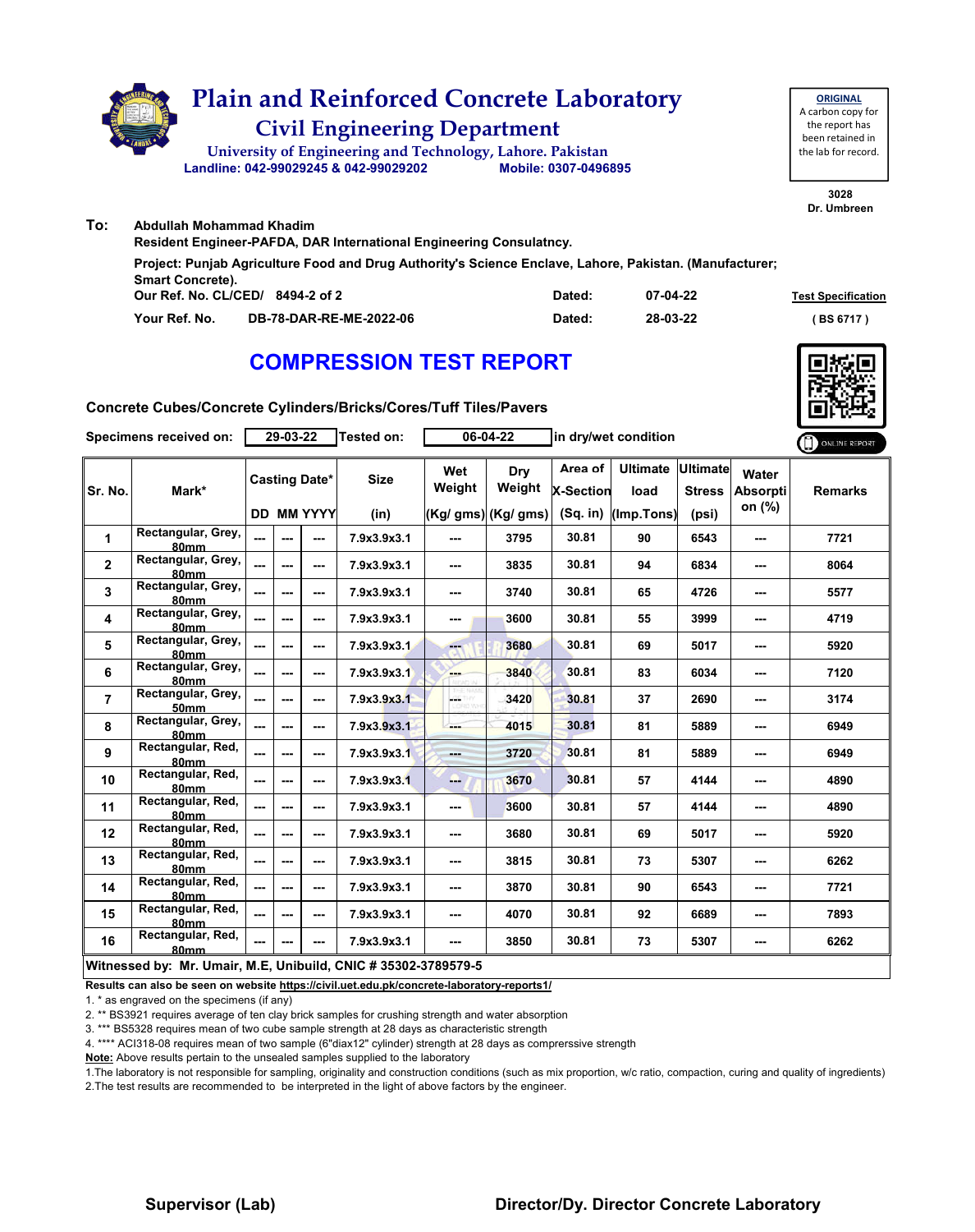# Plain and Reinforced Concrete Laboratory

## Civil Engineering Department

University of Engineering and Technology, Lahore. Pakistan

Landline: 042-99029245 & 042-99029202 Mobile: 0307-0496895

**ORIGINAL**
A carbon copy for the report has been retained in the lab for record.

3028
Dr. Umbreen

**To:** Abdullah Mohammad Khadim
Resident Engineer-PAFDA, DAR International Engineering Consulatncy.

Project: Punjab Agriculture Food and Drug Authority's Science Enclave, Lahore, Pakistan. (Manufacturer; Smart Concrete).

Our Ref. No. CL/CED/ 8494-2 of 2 Dated: 07-04-22

Your Ref. No. DB-78-DAR-RE-ME-2022-06 Dated: 28-03-22

Test Specification (BS 6717)

# COMPRESSION TEST REPORT

**Concrete Cubes/Concrete Cylinders/Bricks/Cores/Tuff Tiles/Pavers**

Specimens received on: 29-03-22 Tested on: 06-04-22 in dry/wet condition

| Sr. No. | Mark* | Casting Date* | | | Size | Wet Weight | Dry Weight | Area of X-Section | Ultimate load | Ultimate Stress | Water Absorption (%) | Remarks |
|---|---|---|---|---|---|---|---|---|---|---|---|---|
| | | DD | MM | YYYY | (in) | (Kg/ gms) | (Kg/ gms) | (Sq. in) | (Imp.Tons) | (psi) | | |
| 1 | Rectangular, Grey, 80mm | --- | --- | --- | 7.9x3.9x3.1 | --- | 3795 | 30.81 | 90 | 6543 | --- | 7721 |
| 2 | Rectangular, Grey, 80mm | --- | --- | --- | 7.9x3.9x3.1 | --- | 3835 | 30.81 | 94 | 6834 | --- | 8064 |
| 3 | Rectangular, Grey, 80mm | --- | --- | --- | 7.9x3.9x3.1 | --- | 3740 | 30.81 | 65 | 4726 | --- | 5577 |
| 4 | Rectangular, Grey, 80mm | --- | --- | --- | 7.9x3.9x3.1 | --- | 3600 | 30.81 | 55 | 3999 | --- | 4719 |
| 5 | Rectangular, Grey, 80mm | --- | --- | --- | 7.9x3.9x3.1 | --- | 3680 | 30.81 | 69 | 5017 | --- | 5920 |
| 6 | Rectangular, Grey, 80mm | --- | --- | --- | 7.9x3.9x3.1 | --- | 3840 | 30.81 | 83 | 6034 | --- | 7120 |
| 7 | Rectangular, Grey, 50mm | --- | --- | --- | 7.9x3.9x3.1 | --- | 3420 | 30.81 | 37 | 2690 | --- | 3174 |
| 8 | Rectangular, Grey, 80mm | --- | --- | --- | 7.9x3.9x3.1 | --- | 4015 | 30.81 | 81 | 5889 | --- | 6949 |
| 9 | Rectangular, Red, 80mm | --- | --- | --- | 7.9x3.9x3.1 | --- | 3720 | 30.81 | 81 | 5889 | --- | 6949 |
| 10 | Rectangular, Red, 80mm | --- | --- | --- | 7.9x3.9x3.1 | --- | 3670 | 30.81 | 57 | 4144 | --- | 4890 |
| 11 | Rectangular, Red, 80mm | --- | --- | --- | 7.9x3.9x3.1 | --- | 3600 | 30.81 | 57 | 4144 | --- | 4890 |
| 12 | Rectangular, Red, 80mm | --- | --- | --- | 7.9x3.9x3.1 | --- | 3680 | 30.81 | 69 | 5017 | --- | 5920 |
| 13 | Rectangular, Red, 80mm | --- | --- | --- | 7.9x3.9x3.1 | --- | 3815 | 30.81 | 73 | 5307 | --- | 6262 |
| 14 | Rectangular, Red, 80mm | --- | --- | --- | 7.9x3.9x3.1 | --- | 3870 | 30.81 | 90 | 6543 | --- | 7721 |
| 15 | Rectangular, Red, 80mm | --- | --- | --- | 7.9x3.9x3.1 | --- | 4070 | 30.81 | 92 | 6689 | --- | 7893 |
| 16 | Rectangular, Red, 80mm | --- | --- | --- | 7.9x3.9x3.1 | --- | 3850 | 30.81 | 73 | 5307 | --- | 6262 |

**Witnessed by: Mr. Umair, M.E, Unibuild, CNIC # 35302-3789579-5**

**Results can also be seen on website https://civil.uet.edu.pk/concrete-laboratory-reports1/**

1. * as engraved on the specimens (if any)
2. ** BS3921 requires average of ten clay brick samples for crushing strength and water absorption
3. *** BS5328 requires mean of two cube sample strength at 28 days as characteristic strength
4. **** ACI318-08 requires mean of two sample (6"diax12" cylinder) strength at 28 days as comprerssive strength

**Note:** Above results pertain to the unsealed samples supplied to the laboratory

1.The laboratory is not responsible for sampling, originality and construction conditions (such as mix proportion, w/c ratio, compaction, curing and quality of ingredients)
2.The test results are recommended to be interpreted in the light of above factors by the engineer.

**Supervisor (Lab)** **Director/Dy. Director Concrete Laboratory**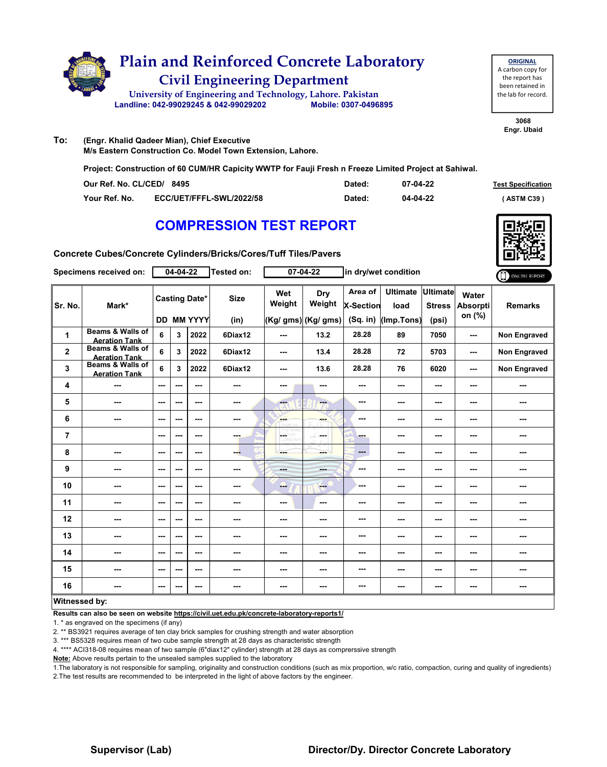# Plain and Reinforced Concrete Laboratory

## Civil Engineering Department

University of Engineering and Technology, Lahore. Pakistan

Landline: 042-99029245 & 042-99029202 Mobile: 0307-0496895

**ORIGINAL**
A carbon copy for the report has been retained in the lab for record.

3068
Engr. Ubaid

**To:** (Engr. Khalid Qadeer Mian), Chief Executive
M/s Eastern Construction Co. Model Town Extension, Lahore.

**Project: Construction of 60 CUM/HR Capicity WWTP for Fauji Fresh n Freeze Limited Project at Sahiwal.**

| | | | |
|---|---|---|---|
| Our Ref. No. CL/CED/ 8495 | Dated: | 07-04-22 | Test Specification |
| Your Ref. No. ECC/UET/FFFL-SWL/2022/58 | Dated: | 04-04-22 | ( ASTM C39 ) |

# COMPRESSION TEST REPORT

**Concrete Cubes/Concrete Cylinders/Bricks/Cores/Tuff Tiles/Pavers**

**Specimens received on:** 04-04-22 **Tested on:** 07-04-22 in dry/wet condition

| Sr. No. | Mark* | Casting Date* DD | MM | YYYY | Size (in) | Wet Weight (Kg/ gms) | Dry Weight (Kg/ gms) | Area of X-Section (Sq. in) | Ultimate load (Imp.Tons) | Ultimate Stress (psi) | Water Absorption (%) | Remarks |
|---|---|---|---|---|---|---|---|---|---|---|---|---|
| 1 | Beams & Walls of Aeration Tank | 6 | 3 | 2022 | 6Diax12 | --- | 13.2 | 28.28 | 89 | 7050 | --- | Non Engraved |
| 2 | Beams & Walls of Aeration Tank | 6 | 3 | 2022 | 6Diax12 | --- | 13.4 | 28.28 | 72 | 5703 | --- | Non Engraved |
| 3 | Beams & Walls of Aeration Tank | 6 | 3 | 2022 | 6Diax12 | --- | 13.6 | 28.28 | 76 | 6020 | --- | Non Engraved |
| 4 | --- | --- | --- | --- | --- | --- | --- | --- | --- | --- | --- | --- |
| 5 | --- | --- | --- | --- | --- | --- | --- | --- | --- | --- | --- | --- |
| 6 | --- | --- | --- | --- | --- | --- | --- | --- | --- | --- | --- | --- |
| 7 | | --- | --- | --- | --- | --- | --- | --- | --- | --- | --- | --- |
| 8 | --- | --- | --- | --- | --- | --- | --- | --- | --- | --- | --- | --- |
| 9 | --- | --- | --- | --- | --- | --- | --- | --- | --- | --- | --- | --- |
| 10 | --- | --- | --- | --- | --- | --- | --- | --- | --- | --- | --- | --- |
| 11 | --- | --- | --- | --- | --- | --- | --- | --- | --- | --- | --- | --- |
| 12 | --- | --- | --- | --- | --- | --- | --- | --- | --- | --- | --- | --- |
| 13 | --- | --- | --- | --- | --- | --- | --- | --- | --- | --- | --- | --- |
| 14 | --- | --- | --- | --- | --- | --- | --- | --- | --- | --- | --- | --- |
| 15 | --- | --- | --- | --- | --- | --- | --- | --- | --- | --- | --- | --- |
| 16 | --- | --- | --- | --- | --- | --- | --- | --- | --- | --- | --- | --- |

**Witnessed by:**

**Results can also be seen on website https://civil.uet.edu.pk/concrete-laboratory-reports1/**

1. * as engraved on the specimens (if any)
2. ** BS3921 requires average of ten clay brick samples for crushing strength and water absorption
3. *** BS5328 requires mean of two cube sample strength at 28 days as characteristic strength
4. **** ACI318-08 requires mean of two sample (6"diax12" cylinder) strength at 28 days as comprerssive strength

**Note:** Above results pertain to the unsealed samples supplied to the laboratory

1.The laboratory is not responsible for sampling, originality and construction conditions (such as mix proportion, w/c ratio, compaction, curing and quality of ingredients)
2.The test results are recommended to be interpreted in the light of above factors by the engineer.

**Supervisor (Lab)** **Director/Dy. Director Concrete Laboratory**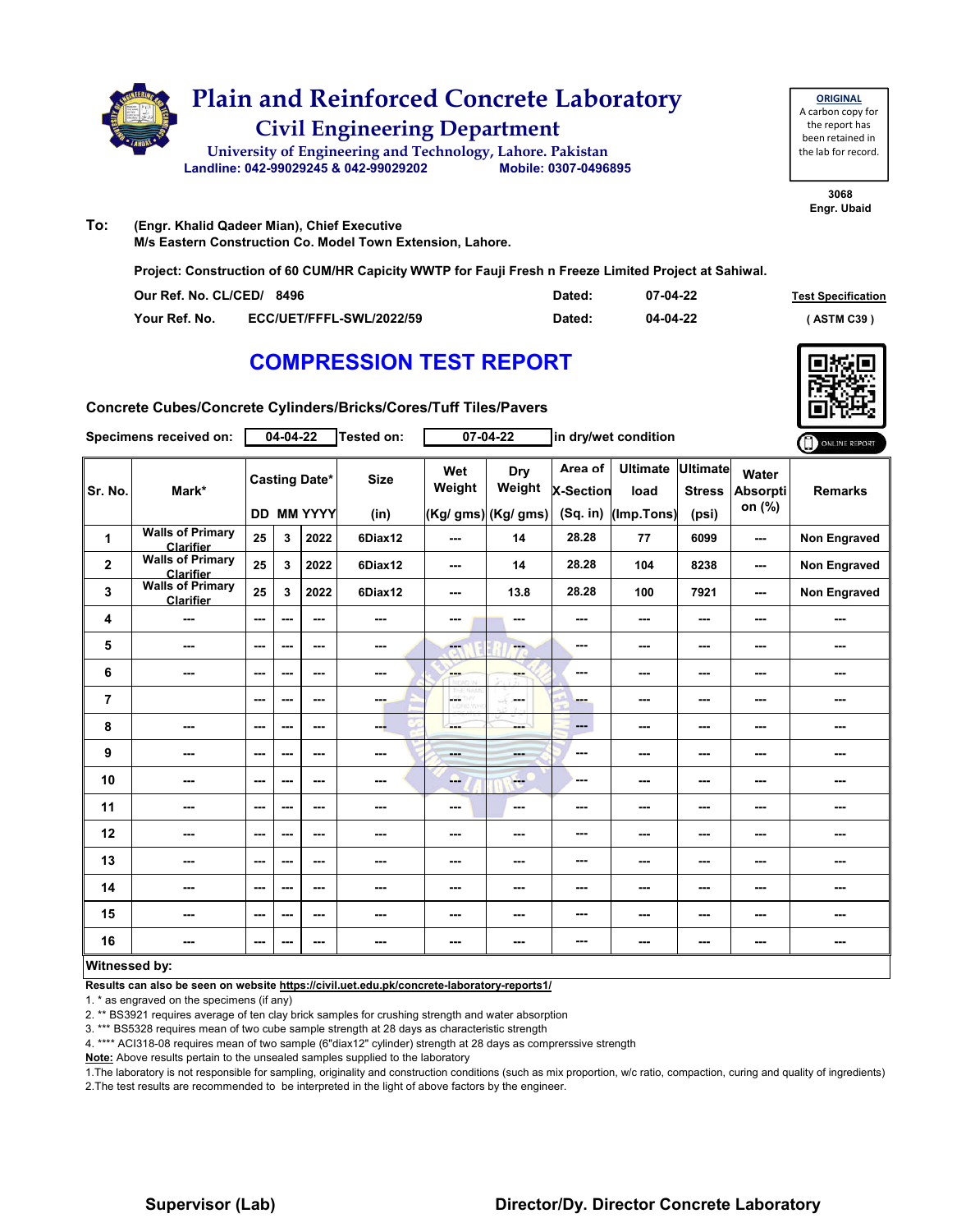# Plain and Reinforced Concrete Laboratory

## Civil Engineering Department

University of Engineering and Technology, Lahore. Pakistan

Landline: 042-99029245 & 042-99029202 Mobile: 0307-0496895

**ORIGINAL**
A carbon copy for the report has been retained in the lab for record.

3068
Engr. Ubaid

**To:** (Engr. Khalid Qadeer Mian), Chief Executive
M/s Eastern Construction Co. Model Town Extension, Lahore.

**Project: Construction of 60 CUM/HR Capicity WWTP for Fauji Fresh n Freeze Limited Project at Sahiwal.**

| | | | |
|---|---|---|---|
| Our Ref. No. CL/CED/ 8496 | Dated: | 07-04-22 | Test Specification |
| Your Ref. No. ECC/UET/FFFL-SWL/2022/59 | Dated: | 04-04-22 | ( ASTM C39 ) |

## COMPRESSION TEST REPORT

**Concrete Cubes/Concrete Cylinders/Bricks/Cores/Tuff Tiles/Pavers**

**Specimens received on:** 04-04-22 **Tested on:** 07-04-22 **in dry/wet condition**

| Sr. No. | Mark* | Casting Date* DD | MM | YYYY | Size (in) | Wet Weight (Kg/ gms) | Dry Weight (Kg/ gms) | Area of X-Section (Sq. in) | Ultimate load (Imp.Tons) | Ultimate Stress (psi) | Water Absorption (%) | Remarks |
|---|---|---|---|---|---|---|---|---|---|---|---|---|
| 1 | Walls of Primary Clarifier | 25 | 3 | 2022 | 6Diax12 | --- | 14 | 28.28 | 77 | 6099 | --- | Non Engraved |
| 2 | Walls of Primary Clarifier | 25 | 3 | 2022 | 6Diax12 | --- | 14 | 28.28 | 104 | 8238 | --- | Non Engraved |
| 3 | Walls of Primary Clarifier | 25 | 3 | 2022 | 6Diax12 | --- | 13.8 | 28.28 | 100 | 7921 | --- | Non Engraved |
| 4 | --- | --- | --- | --- | --- | --- | --- | --- | --- | --- | --- | --- |
| 5 | --- | --- | --- | --- | --- | --- | --- | --- | --- | --- | --- | --- |
| 6 | --- | --- | --- | --- | --- | --- | --- | --- | --- | --- | --- | --- |
| 7 | | --- | --- | --- | --- | --- | --- | --- | --- | --- | --- | --- |
| 8 | --- | --- | --- | --- | --- | --- | --- | --- | --- | --- | --- | --- |
| 9 | --- | --- | --- | --- | --- | --- | --- | --- | --- | --- | --- | --- |
| 10 | --- | --- | --- | --- | --- | --- | --- | --- | --- | --- | --- | --- |
| 11 | --- | --- | --- | --- | --- | --- | --- | --- | --- | --- | --- | --- |
| 12 | --- | --- | --- | --- | --- | --- | --- | --- | --- | --- | --- | --- |
| 13 | --- | --- | --- | --- | --- | --- | --- | --- | --- | --- | --- | --- |
| 14 | --- | --- | --- | --- | --- | --- | --- | --- | --- | --- | --- | --- |
| 15 | --- | --- | --- | --- | --- | --- | --- | --- | --- | --- | --- | --- |
| 16 | --- | --- | --- | --- | --- | --- | --- | --- | --- | --- | --- | --- |

**Witnessed by:**

**Results can also be seen on website https://civil.uet.edu.pk/concrete-laboratory-reports1/**

1. * as engraved on the specimens (if any)
2. ** BS3921 requires average of ten clay brick samples for crushing strength and water absorption
3. *** BS5328 requires mean of two cube sample strength at 28 days as characteristic strength
4. **** ACI318-08 requires mean of two sample (6"diax12" cylinder) strength at 28 days as comprerssive strength

**Note:** Above results pertain to the unsealed samples supplied to the laboratory

1.The laboratory is not responsible for sampling, originality and construction conditions (such as mix proportion, w/c ratio, compaction, curing and quality of ingredients)
2.The test results are recommended to be interpreted in the light of above factors by the engineer.

**Supervisor (Lab)** **Director/Dy. Director Concrete Laboratory**